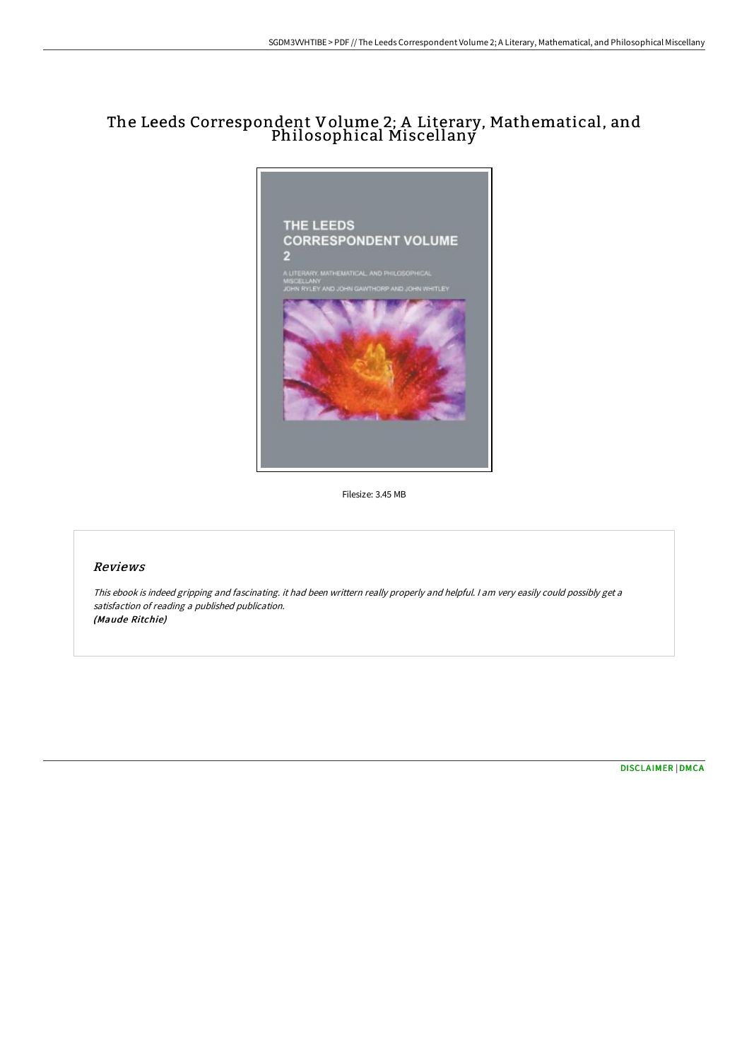# The Leeds Correspondent Volume 2; A Literary, Mathematical, and Philosophical Miscellany

Filesize: 3.45 MB

## Reviews

*This ebook is indeed gripping and fascinating. it had been writtern really properly and helpful. I am very easily could possibly get a satisfaction of reading a published publication.*
***(Maude Ritchie)***

[DISCLAIMER](#) | [DMCA](#)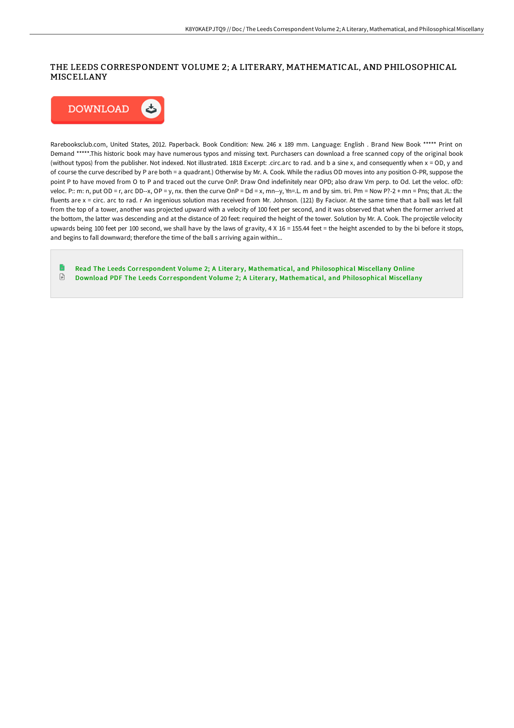# THE LEEDS CORRESPONDENT VOLUME 2; A LITERARY, MATHEMATICAL, AND PHILOSOPHICAL MISCELLANY

DOWNLOAD

Rarebooksclub.com, United States, 2012. Paperback. Book Condition: New. 246 x 189 mm. Language: English . Brand New Book ***** Print on Demand *****.This historic book may have numerous typos and missing text. Purchasers can download a free scanned copy of the original book (without typos) from the publisher. Not indexed. Not illustrated. 1818 Excerpt: .circ.arc to rad. and b a sine x, and consequently when x = OD, y and of course the curve described by P are both = a quadrant.) Otherwise by Mr. A. Cook. While the radius OD moves into any position O-PR, suppose the point P to have moved from O to P and traced out the curve OnP. Draw Ond indefinitely near OPD; also draw Vm perp. to Od. Let the veloc. ofD: veloc. P:: m: n, put OD = r, arc DD--x, OP = y, nx. then the curve OnP = Dd = x, mn--y, Yn=.L. m and by sim. tri. Pm = Now P?-2 + mn = Pns; that JL: the fluents are x = circ. arc to rad. r An ingenious solution mas received from Mr. Johnson. (121) By Faciuor. At the same time that a ball was let fall from the top of a tower, another was projected upward with a velocity of 100 feet per second, and it was observed that when the former arrived at the bottom, the latter was descending and at the distance of 20 feet: required the height of the tower. Solution by Mr. A. Cook. The projectile velocity upwards being 100 feet per 100 second, we shall have by the laws of gravity, 4 X 16 = 155.44 feet = the height ascended to by the bi before it stops, and begins to fall downward; therefore the time of the ball s arriving again within...

- Read The Leeds Correspondent Volume 2; A Literary, Mathematical, and Philosophical Miscellany Online
- Download PDF The Leeds Correspondent Volume 2; A Literary, Mathematical, and Philosophical Miscellany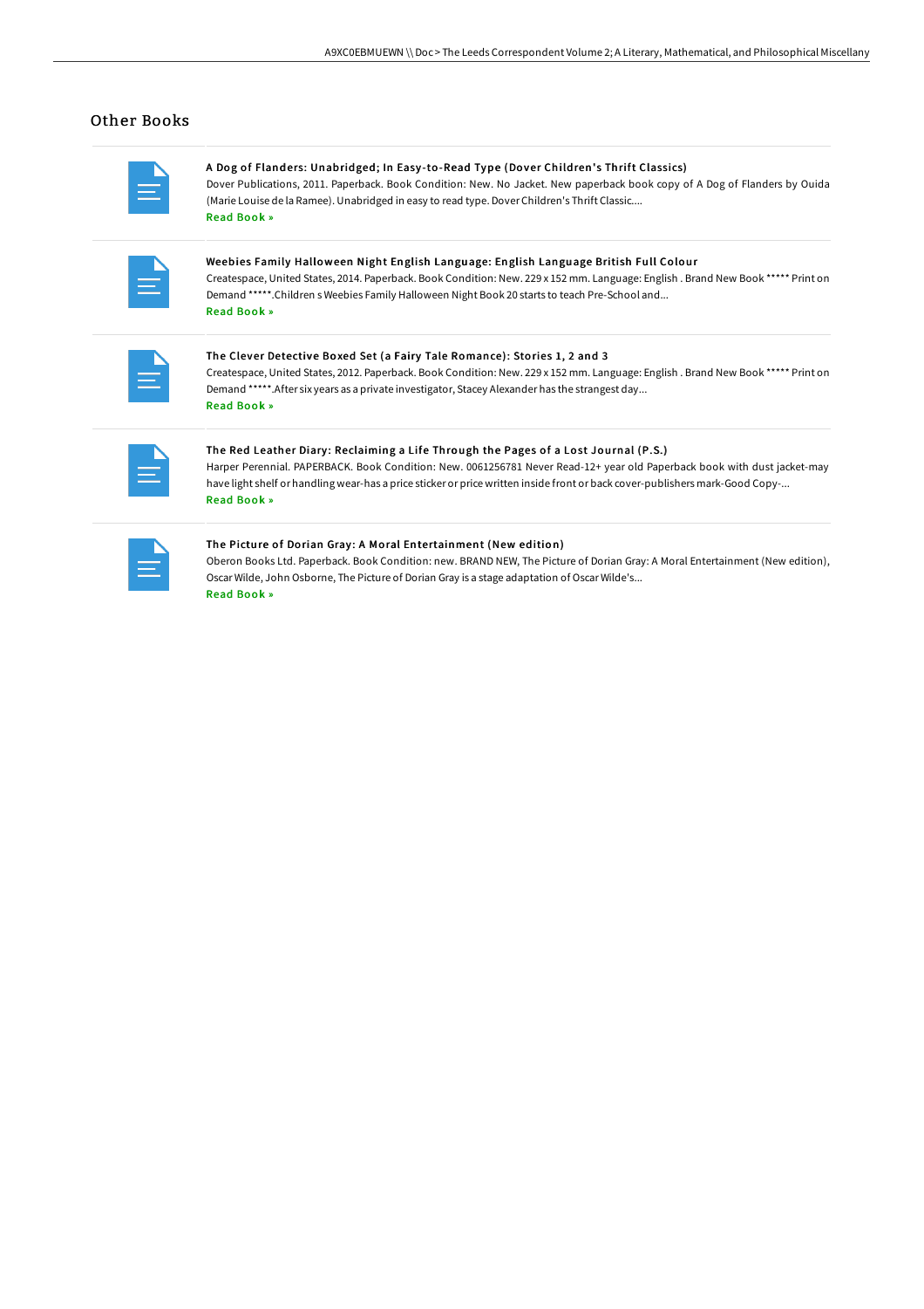## Other Books

### A Dog of Flanders: Unabridged; In Easy-to-Read Type (Dover Children's Thrift Classics)

Dover Publications, 2011. Paperback. Book Condition: New. No Jacket. New paperback book copy of A Dog of Flanders by Ouida (Marie Louise de la Ramee). Unabridged in easy to read type. Dover Children's Thrift Classic....

Read Book »

### Weebies Family Halloween Night English Language: English Language British Full Colour

Createspace, United States, 2014. Paperback. Book Condition: New. 229 x 152 mm. Language: English . Brand New Book ***** Print on Demand *****.Children s Weebies Family Halloween Night Book 20 starts to teach Pre-School and...

Read Book »

### The Clever Detective Boxed Set (a Fairy Tale Romance): Stories 1, 2 and 3

Createspace, United States, 2012. Paperback. Book Condition: New. 229 x 152 mm. Language: English . Brand New Book ***** Print on Demand *****.After six years as a private investigator, Stacey Alexander has the strangest day...

Read Book »

### The Red Leather Diary: Reclaiming a Life Through the Pages of a Lost Journal (P.S.)

Harper Perennial. PAPERBACK. Book Condition: New. 0061256781 Never Read-12+ year old Paperback book with dust jacket-may have light shelf or handling wear-has a price sticker or price written inside front or back cover-publishers mark-Good Copy-...

Read Book »

### The Picture of Dorian Gray: A Moral Entertainment (New edition)

Oberon Books Ltd. Paperback. Book Condition: new. BRAND NEW, The Picture of Dorian Gray: A Moral Entertainment (New edition), Oscar Wilde, John Osborne, The Picture of Dorian Gray is a stage adaptation of Oscar Wilde's...

Read Book »